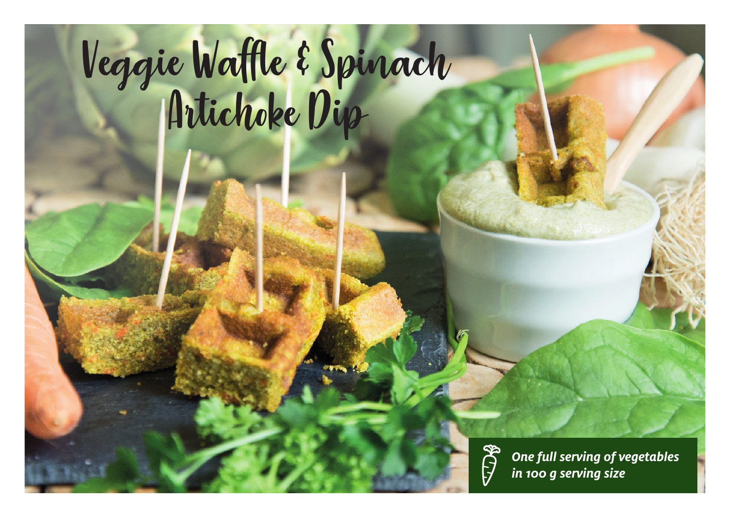# Veggie Waffle & Spinach Artichoke Dip

***One full serving of vegetables in 100 g serving size***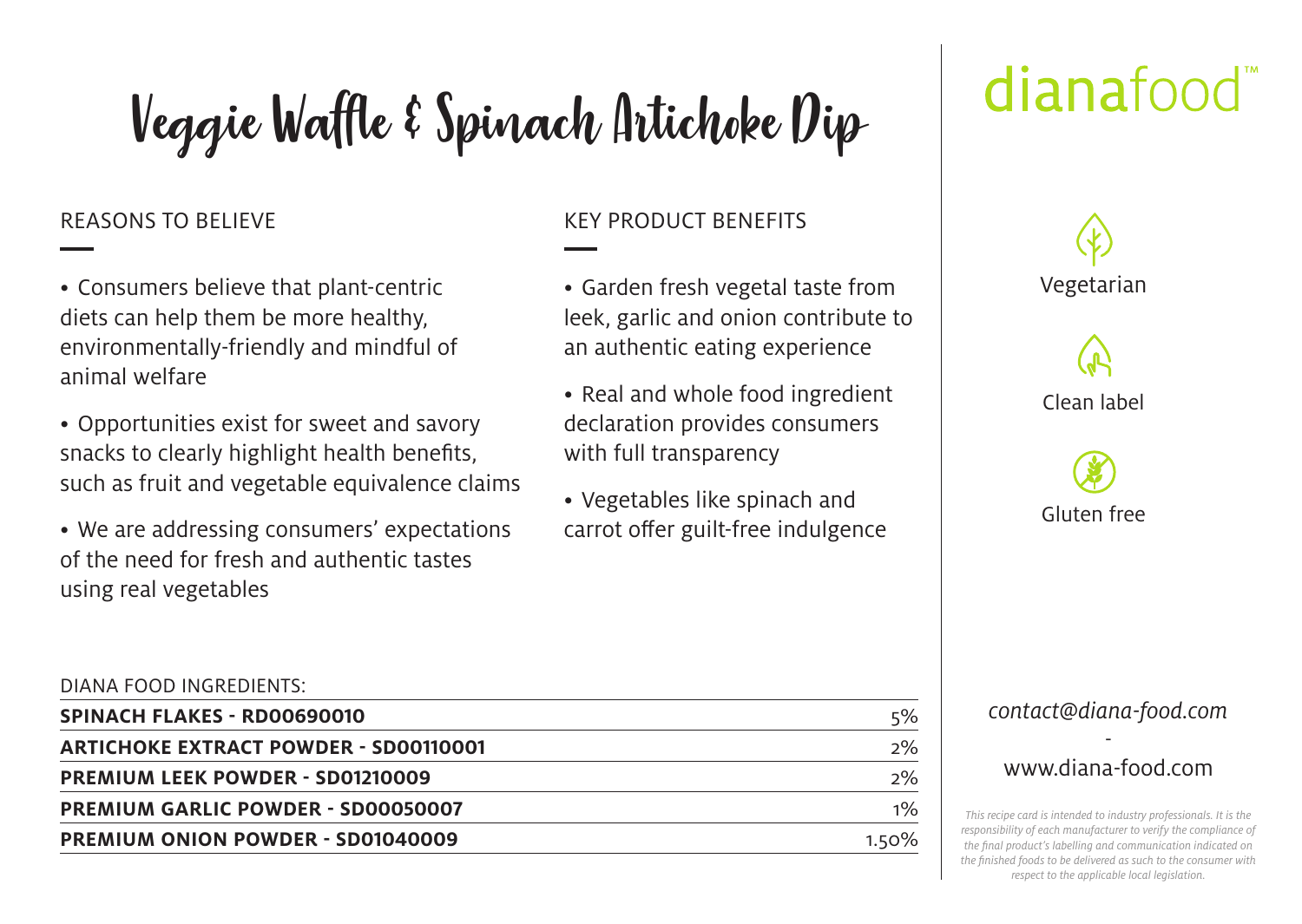# Veggie Waffle & Spinach Artichoke Dip

dianafood™

## REASONS TO BELIEVE

- Consumers believe that plant-centric diets can help them be more healthy, environmentally-friendly and mindful of animal welfare
- Opportunities exist for sweet and savory snacks to clearly highlight health benefits, such as fruit and vegetable equivalence claims
- We are addressing consumers' expectations of the need for fresh and authentic tastes using real vegetables

## KEY PRODUCT BENEFITS

- Garden fresh vegetal taste from leek, garlic and onion contribute to an authentic eating experience
- Real and whole food ingredient declaration provides consumers with full transparency
- Vegetables like spinach and carrot offer guilt-free indulgence

Vegetarian

Clean label

Gluten free

DIANA FOOD INGREDIENTS:

| | |
|---|---|
| **SPINACH FLAKES - RD00690010** | 5% |
| **ARTICHOKE EXTRACT POWDER - SD00110001** | 2% |
| **PREMIUM LEEK POWDER - SD01210009** | 2% |
| **PREMIUM GARLIC POWDER - SD00050007** | 1% |
| **PREMIUM ONION POWDER - SD01040009** | 1.50% |

*contact@diana-food.com*

-

www.diana-food.com

*This recipe card is intended to industry professionals. It is the responsibility of each manufacturer to verify the compliance of the final product's labelling and communication indicated on the finished foods to be delivered as such to the consumer with respect to the applicable local legislation.*